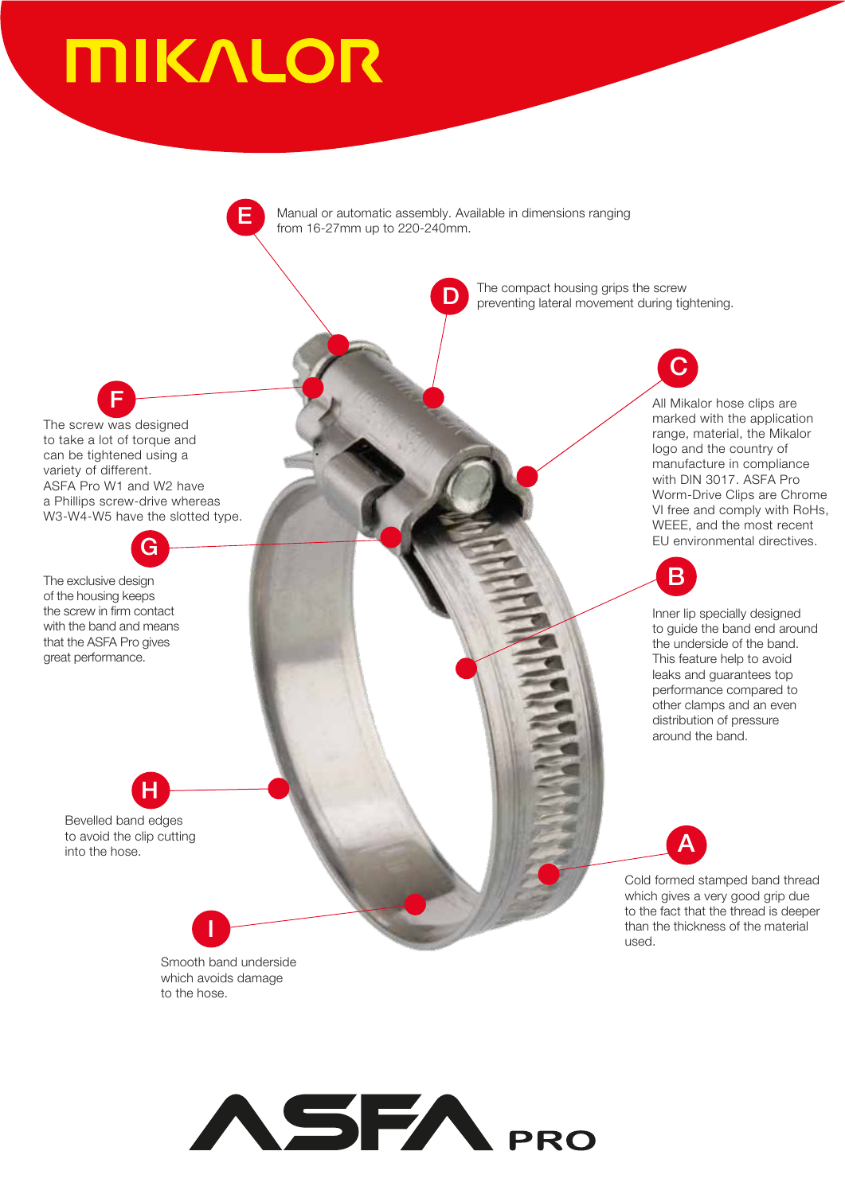# MIKALOR

**E** Manual or automatic assembly. Available in dimensions ranging from 16-27mm up to 220-240mm.

**D** The compact housing grips the screw preventing lateral movement during tightening.

**C** All Mikalor hose clips are marked with the application range, material, the Mikalor logo and the country of manufacture in compliance with DIN 3017. ASFA Pro Worm-Drive Clips are Chrome VI free and comply with RoHs, WEEE, and the most recent EU environmental directives.

**F** The screw was designed to take a lot of torque and can be tightened using a variety of different. ASFA Pro W1 and W2 have a Phillips screw-drive whereas W3-W4-W5 have the slotted type.

**G** The exclusive design of the housing keeps the screw in firm contact with the band and means that the ASFA Pro gives great performance.

**B** Inner lip specially designed to guide the band end around the underside of the band. This feature help to avoid leaks and guarantees top performance compared to other clamps and an even distribution of pressure around the band.

**H** Bevelled band edges to avoid the clip cutting into the hose.

**A** Cold formed stamped band thread which gives a very good grip due to the fact that the thread is deeper than the thickness of the material used.

**I** Smooth band underside which avoids damage to the hose.

# ASFA PRO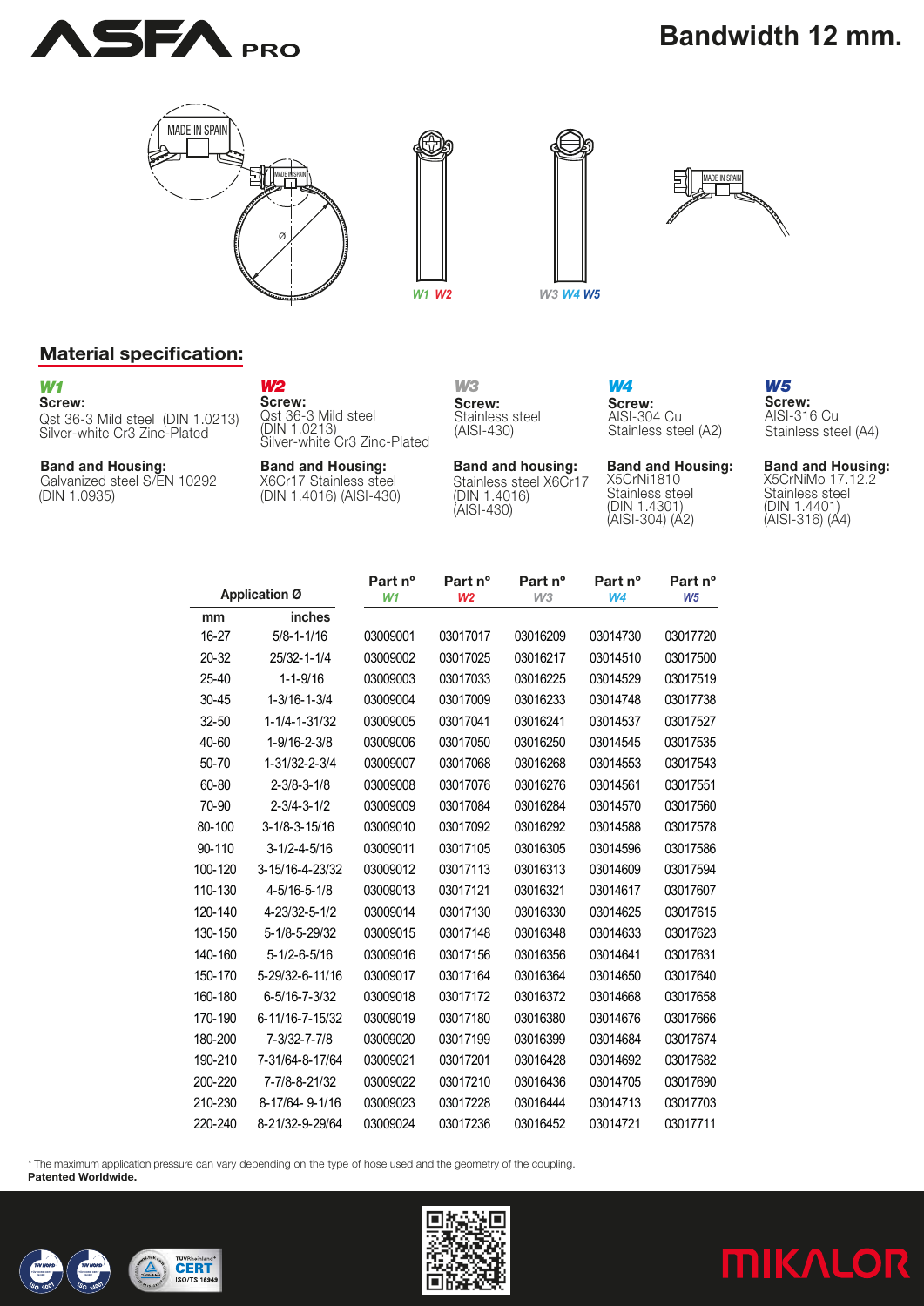# ASFA PRO

## Bandwidth 12 mm.

W1 W2 W3 W4 W5

## Material specification:

**W1**

**Screw:**
Qst 36-3 Mild steel (DIN 1.0213)
Silver-white Cr3 Zinc-Plated

**Band and Housing:**
Galvanized steel S/EN 10292
(DIN 1.0935)

**W2**

**Screw:**
Qst 36-3 Mild steel
(DIN 1.0213)
Silver-white Cr3 Zinc-Plated

**Band and Housing:**
X6Cr17 Stainless steel
(DIN 1.4016) (AISI-430)

**W3**

**Screw:**
Stainless steel
(AISI-430)

**Band and housing:**
Stainless steel X6Cr17
(DIN 1.4016)
(AISI-430)

**W4**

**Screw:**
AISI-304 Cu
Stainless steel (A2)

**Band and Housing:**
X5CrNi1810
Stainless steel
(DIN 1.4301)
(AISI-304) (A2)

**W5**

**Screw:**
AISI-316 Cu
Stainless steel (A4)

**Band and Housing:**
X5CrNiMo 17.12.2
Stainless steel
(DIN 1.4401)
(AISI-316) (A4)

| Application Ø | | Part nº W1 | Part nº W2 | Part nº W3 | Part nº W4 | Part nº W5 |
|---|---|---|---|---|---|---|
| mm | inches | | | | | |
| 16-27 | 5/8-1-1/16 | 03009001 | 03017017 | 03016209 | 03014730 | 03017720 |
| 20-32 | 25/32-1-1/4 | 03009002 | 03017025 | 03016217 | 03014510 | 03017500 |
| 25-40 | 1-1-9/16 | 03009003 | 03017033 | 03016225 | 03014529 | 03017519 |
| 30-45 | 1-3/16-1-3/4 | 03009004 | 03017009 | 03016233 | 03014748 | 03017738 |
| 32-50 | 1-1/4-1-31/32 | 03009005 | 03017041 | 03016241 | 03014537 | 03017527 |
| 40-60 | 1-9/16-2-3/8 | 03009006 | 03017050 | 03016250 | 03014545 | 03017535 |
| 50-70 | 1-31/32-2-3/4 | 03009007 | 03017068 | 03016268 | 03014553 | 03017543 |
| 60-80 | 2-3/8-3-1/8 | 03009008 | 03017076 | 03016276 | 03014561 | 03017551 |
| 70-90 | 2-3/4-3-1/2 | 03009009 | 03017084 | 03016284 | 03014570 | 03017560 |
| 80-100 | 3-1/8-3-15/16 | 03009010 | 03017092 | 03016292 | 03014588 | 03017578 |
| 90-110 | 3-1/2-4-5/16 | 03009011 | 03017105 | 03016305 | 03014596 | 03017586 |
| 100-120 | 3-15/16-4-23/32 | 03009012 | 03017113 | 03016313 | 03014609 | 03017594 |
| 110-130 | 4-5/16-5-1/8 | 03009013 | 03017121 | 03016321 | 03014617 | 03017607 |
| 120-140 | 4-23/32-5-1/2 | 03009014 | 03017130 | 03016330 | 03014625 | 03017615 |
| 130-150 | 5-1/8-5-29/32 | 03009015 | 03017148 | 03016348 | 03014633 | 03017623 |
| 140-160 | 5-1/2-6-5/16 | 03009016 | 03017156 | 03016356 | 03014641 | 03017631 |
| 150-170 | 5-29/32-6-11/16 | 03009017 | 03017164 | 03016364 | 03014650 | 03017640 |
| 160-180 | 6-5/16-7-3/32 | 03009018 | 03017172 | 03016372 | 03014668 | 03017658 |
| 170-190 | 6-11/16-7-15/32 | 03009019 | 03017180 | 03016380 | 03014676 | 03017666 |
| 180-200 | 7-3/32-7-7/8 | 03009020 | 03017199 | 03016399 | 03014684 | 03017674 |
| 190-210 | 7-31/64-8-17/64 | 03009021 | 03017201 | 03016428 | 03014692 | 03017682 |
| 200-220 | 7-7/8-8-21/32 | 03009022 | 03017210 | 03016436 | 03014705 | 03017690 |
| 210-230 | 8-17/64- 9-1/16 | 03009023 | 03017228 | 03016444 | 03014713 | 03017703 |
| 220-240 | 8-21/32-9-29/64 | 03009024 | 03017236 | 03016452 | 03014721 | 03017711 |

* The maximum application pressure can vary depending on the type of hose used and the geometry of the coupling.
**Patented Worldwide.**

MIKALOR